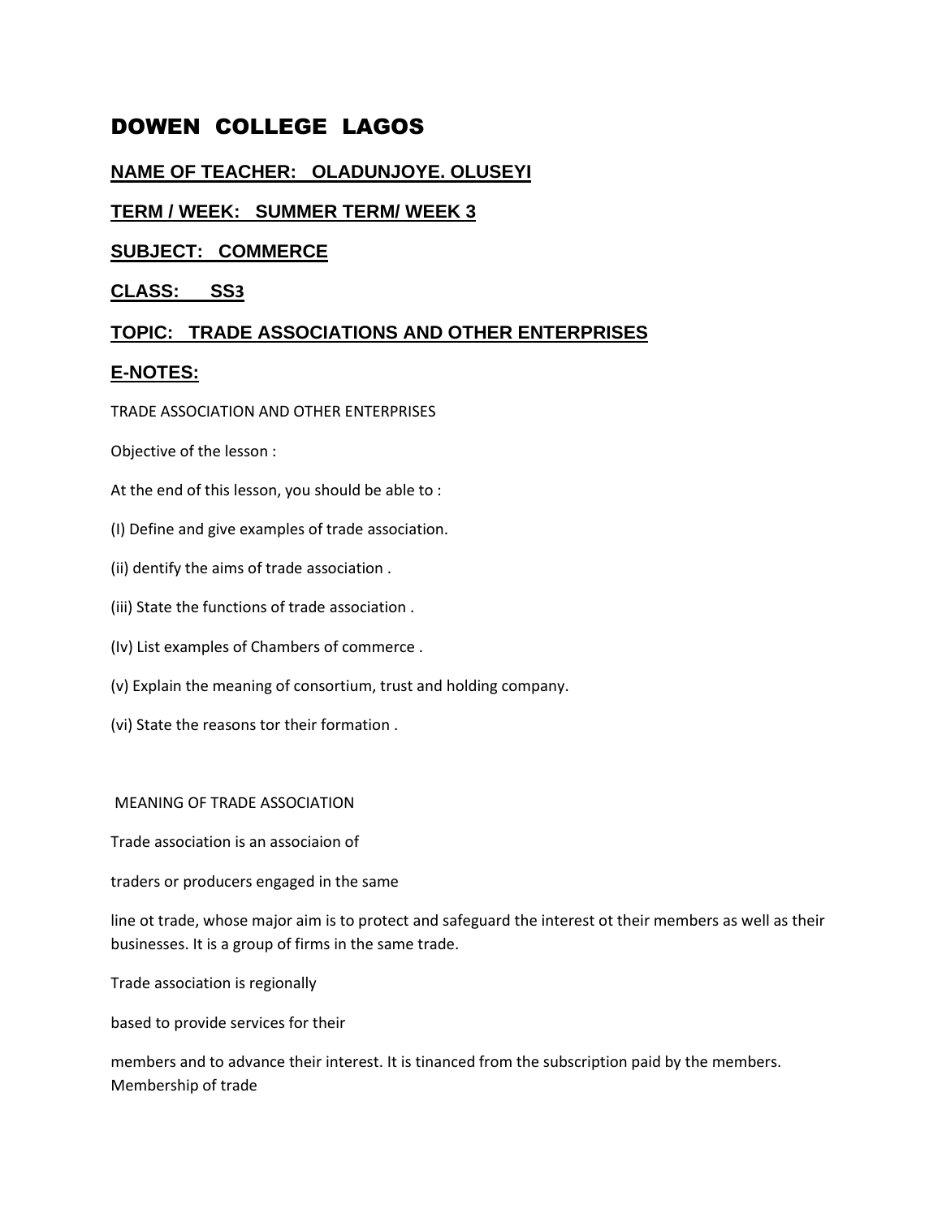# DOWEN COLLEGE LAGOS

**NAME OF TEACHER: OLADUNJOYE. OLUSEYI**

**TERM / WEEK: SUMMER TERM/ WEEK 3**

**SUBJECT: COMMERCE**

**CLASS: SS3**

**TOPIC: TRADE ASSOCIATIONS AND OTHER ENTERPRISES**

**E-NOTES:**

TRADE ASSOCIATION AND OTHER ENTERPRISES

Objective of the lesson :

At the end of this lesson, you should be able to :

(I) Define and give examples of trade association.

(ii) dentify the aims of trade association .

(iii) State the functions of trade association .

(Iv) List examples of Chambers of commerce .

(v) Explain the meaning of consortium, trust and holding company.

(vi) State the reasons tor their formation .

MEANING OF TRADE ASSOCIATION

Trade association is an associaion of

traders or producers engaged in the same

line ot trade, whose major aim is to protect and safeguard the interest ot their members as well as their businesses. It is a group of firms in the same trade.

Trade association is regionally

based to provide services for their

members and to advance their interest. It is tinanced from the subscription paid by the members. Membership of trade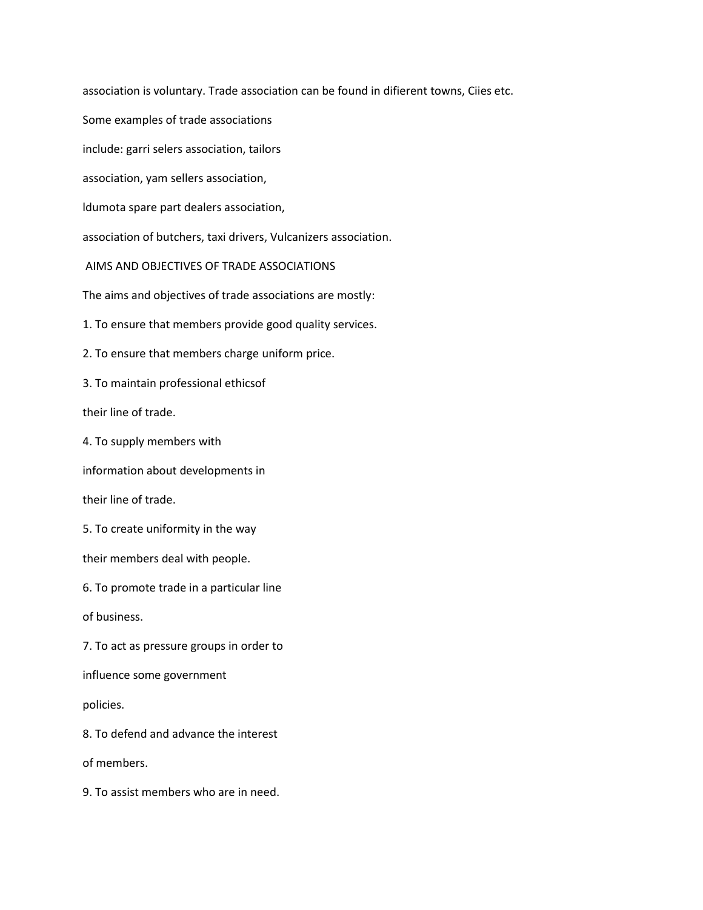association is voluntary. Trade association can be found in difierent towns, Ciies etc.

Some examples of trade associations include: garri selers association, tailors association, yam sellers association, ldumota spare part dealers association, association of butchers, taxi drivers, Vulcanizers association.

## AIMS AND OBJECTIVES OF TRADE ASSOCIATIONS

The aims and objectives of trade associations are mostly:

1. To ensure that members provide good quality services.
2. To ensure that members charge uniform price.
3. To maintain professional ethicsof their line of trade.
4. To supply members with information about developments in their line of trade.
5. To create uniformity in the way their members deal with people.
6. To promote trade in a particular line of business.
7. To act as pressure groups in order to influence some government policies.
8. To defend and advance the interest of members.
9. To assist members who are in need.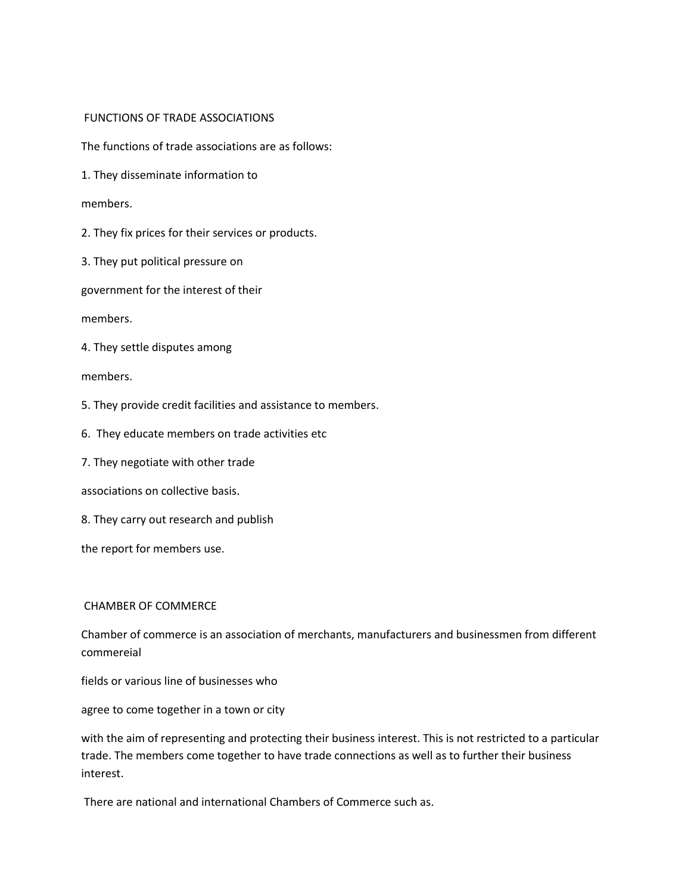## FUNCTIONS OF TRADE ASSOCIATIONS

The functions of trade associations are as follows:

1. They disseminate information to members.
2. They fix prices for their services or products.
3. They put political pressure on government for the interest of their members.
4. They settle disputes among members.
5. They provide credit facilities and assistance to members.
6. They educate members on trade activities etc
7. They negotiate with other trade associations on collective basis.
8. They carry out research and publish the report for members use.

## CHAMBER OF COMMERCE

Chamber of commerce is an association of merchants, manufacturers and businessmen from different commereial fields or various line of businesses who agree to come together in a town or city with the aim of representing and protecting their business interest. This is not restricted to a particular trade. The members come together to have trade connections as well as to further their business interest.

There are national and international Chambers of Commerce such as.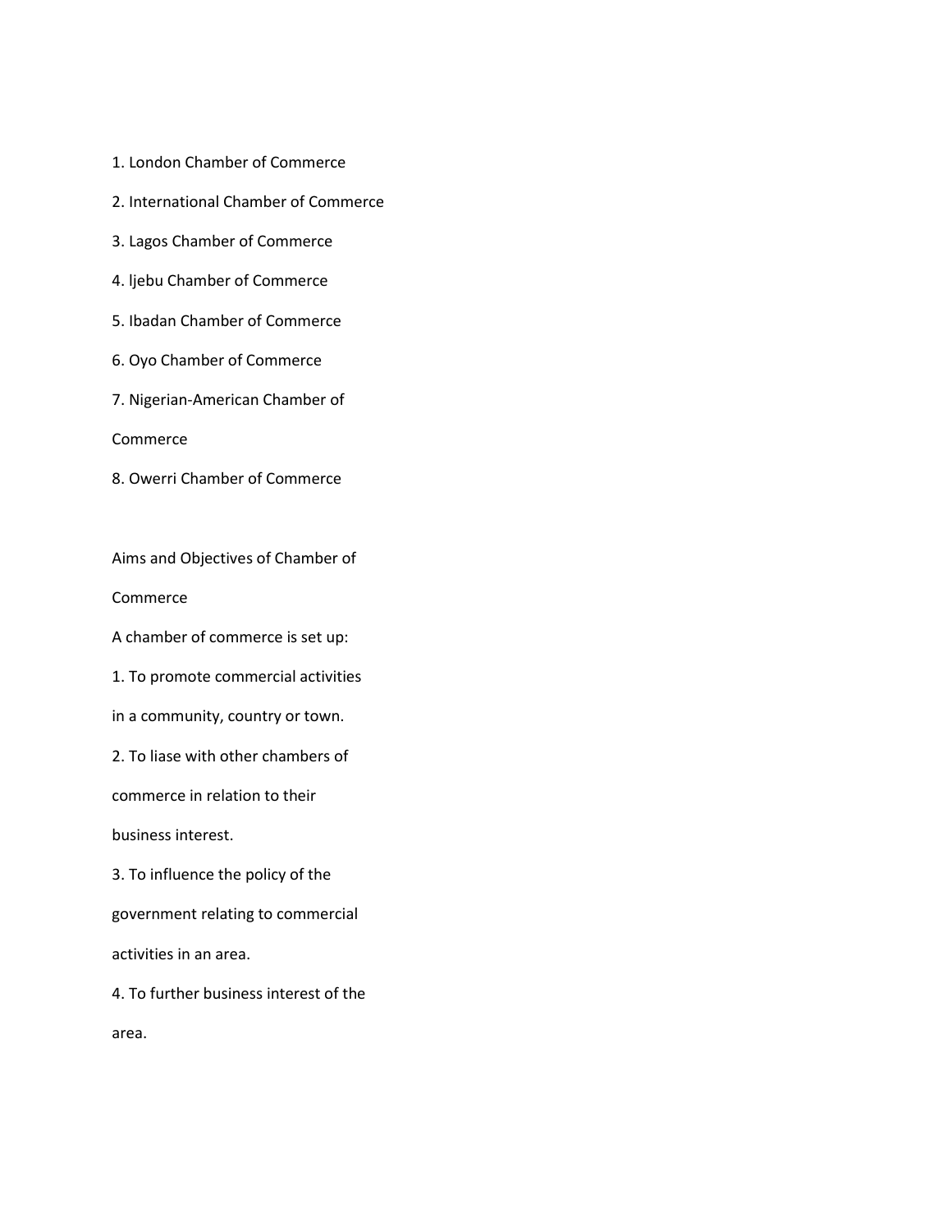1. London Chamber of Commerce
2. International Chamber of Commerce
3. Lagos Chamber of Commerce
4. ljebu Chamber of Commerce
5. Ibadan Chamber of Commerce
6. Oyo Chamber of Commerce
7. Nigerian-American Chamber of Commerce
8. Owerri Chamber of Commerce

## Aims and Objectives of Chamber of Commerce

A chamber of commerce is set up:

1. To promote commercial activities in a community, country or town.
2. To liase with other chambers of commerce in relation to their business interest.
3. To influence the policy of the government relating to commercial activities in an area.
4. To further business interest of the area.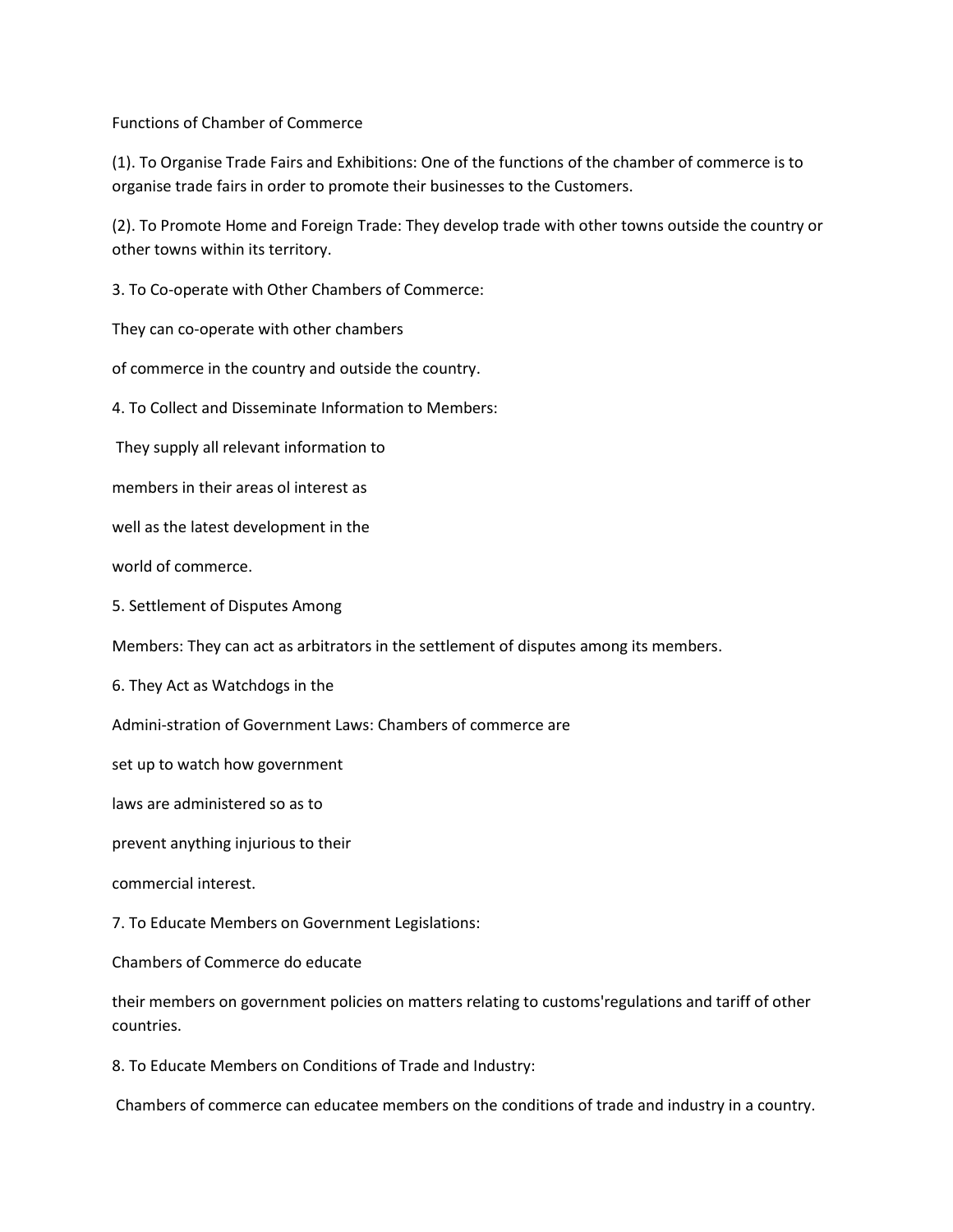Functions of Chamber of Commerce

(1). To Organise Trade Fairs and Exhibitions: One of the functions of the chamber of commerce is to organise trade fairs in order to promote their businesses to the Customers.

(2). To Promote Home and Foreign Trade: They develop trade with other towns outside the country or other towns within its territory.

3. To Co-operate with Other Chambers of Commerce:

They can co-operate with other chambers

of commerce in the country and outside the country.

4. To Collect and Disseminate Information to Members:

They supply all relevant information to

members in their areas ol interest as

well as the latest development in the

world of commerce.

5. Settlement of Disputes Among

Members: They can act as arbitrators in the settlement of disputes among its members.

6. They Act as Watchdogs in the

Admini-stration of Government Laws: Chambers of commerce are

set up to watch how government

laws are administered so as to

prevent anything injurious to their

commercial interest.

7. To Educate Members on Government Legislations:

Chambers of Commerce do educate

their members on government policies on matters relating to customs'regulations and tariff of other countries.

8. To Educate Members on Conditions of Trade and Industry:

Chambers of commerce can educatee members on the conditions of trade and industry in a country.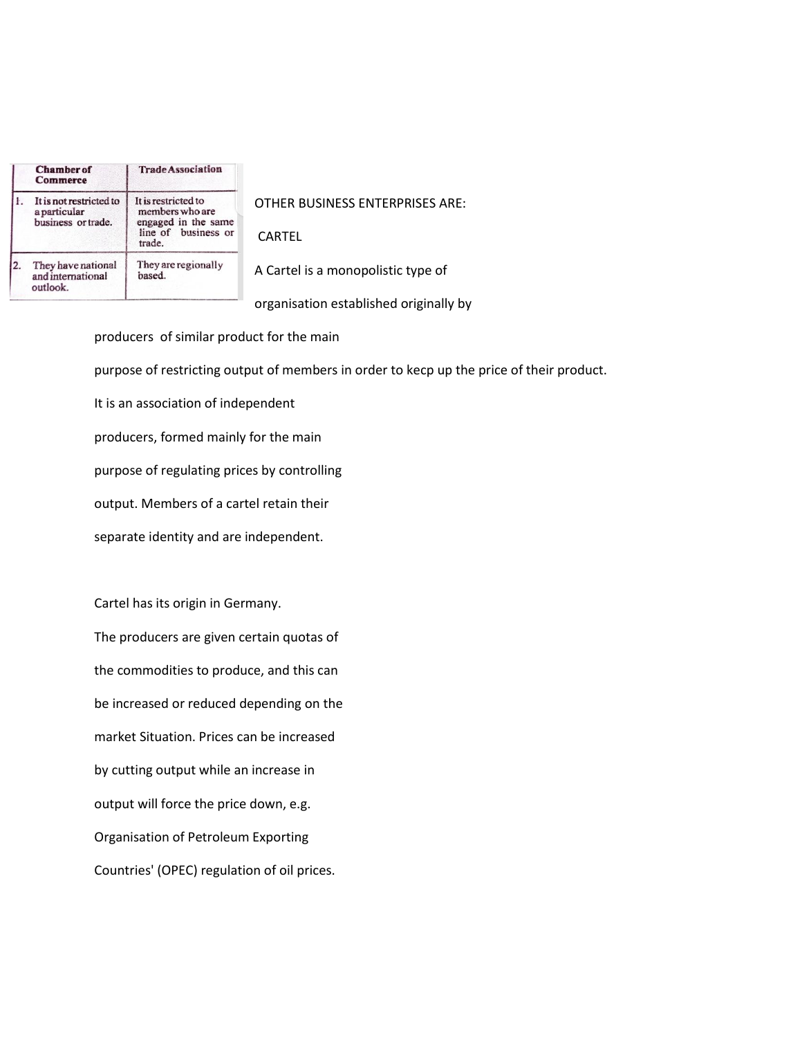| | Chamber of Commerce | Trade Association |
|---|---|---|
| 1. | It is not restricted to a particular business or trade. | It is restricted to members who are engaged in the same line of business or trade. |
| 2. | They have national and international outlook. | They are regionally based. |

OTHER BUSINESS ENTERPRISES ARE:

CARTEL

A Cartel is a monopolistic type of organisation established originally by producers of similar product for the main purpose of restricting output of members in order to kecp up the price of their product.

It is an association of independent producers, formed mainly for the main purpose of regulating prices by controlling output. Members of a cartel retain their separate identity and are independent.

Cartel has its origin in Germany.

The producers are given certain quotas of the commodities to produce, and this can be increased or reduced depending on the market Situation. Prices can be increased by cutting output while an increase in output will force the price down, e.g. Organisation of Petroleum Exporting Countries' (OPEC) regulation of oil prices.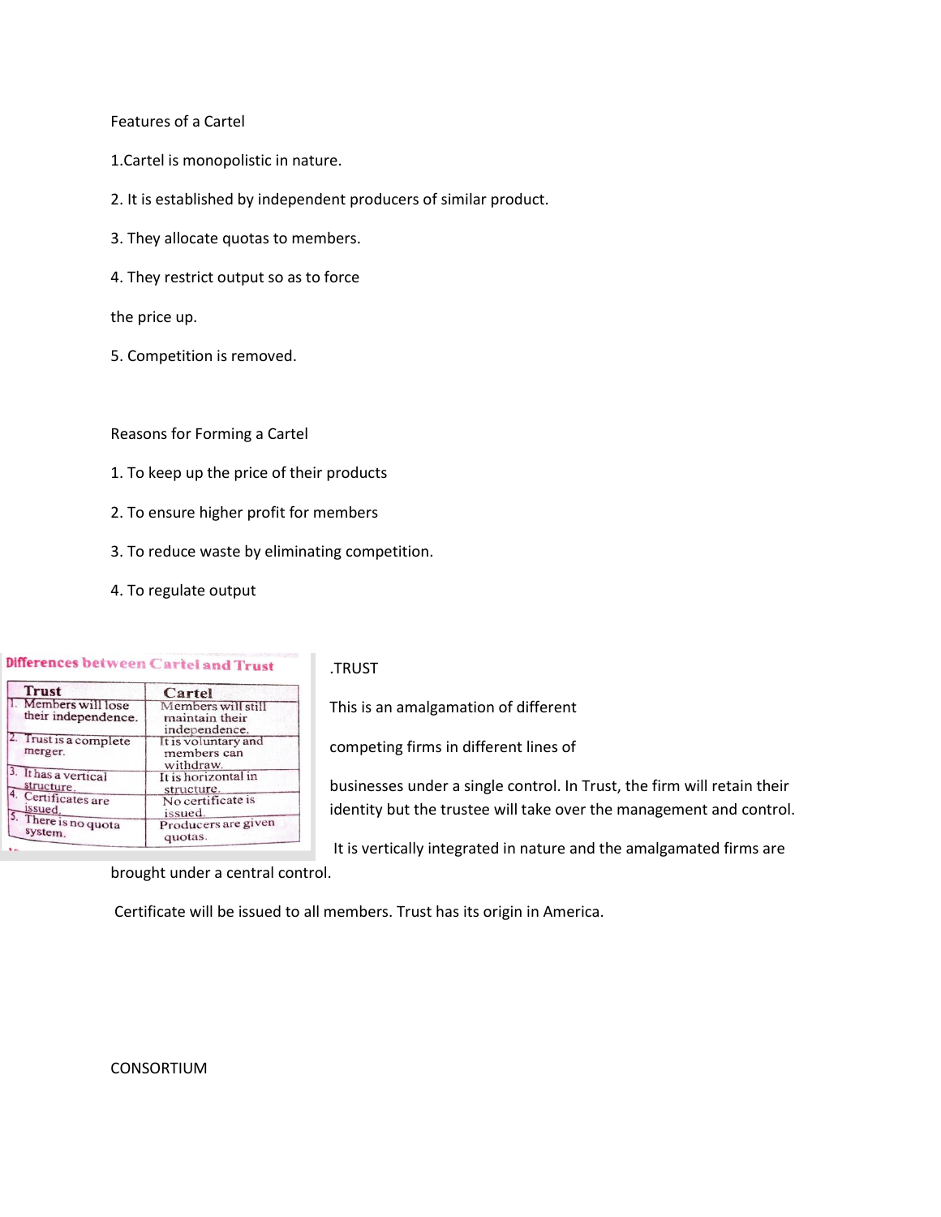Features of a Cartel

1. Cartel is monopolistic in nature.

2. It is established by independent producers of similar product.

3. They allocate quotas to members.

4. They restrict output so as to force the price up.

5. Competition is removed.

Reasons for Forming a Cartel

1. To keep up the price of their products

2. To ensure higher profit for members

3. To reduce waste by eliminating competition.

4. To regulate output

**Differences between Cartel and Trust**

| Trust | Cartel |
|---|---|
| 1. Members will lose their independence. | Members will still maintain their independence. |
| 2. Trust is a complete merger. | It is voluntary and members can withdraw. |
| 3. It has a vertical structure. | It is horizontal in structure. |
| 4. Certificates are issued. | No certificate is issued. |
| 5. There is no quota system. | Producers are given quotas. |

.TRUST

This is an amalgamation of different competing firms in different lines of businesses under a single control. In Trust, the firm will retain their identity but the trustee will take over the management and control.

It is vertically integrated in nature and the amalgamated firms are brought under a central control.

Certificate will be issued to all members. Trust has its origin in America.

CONSORTIUM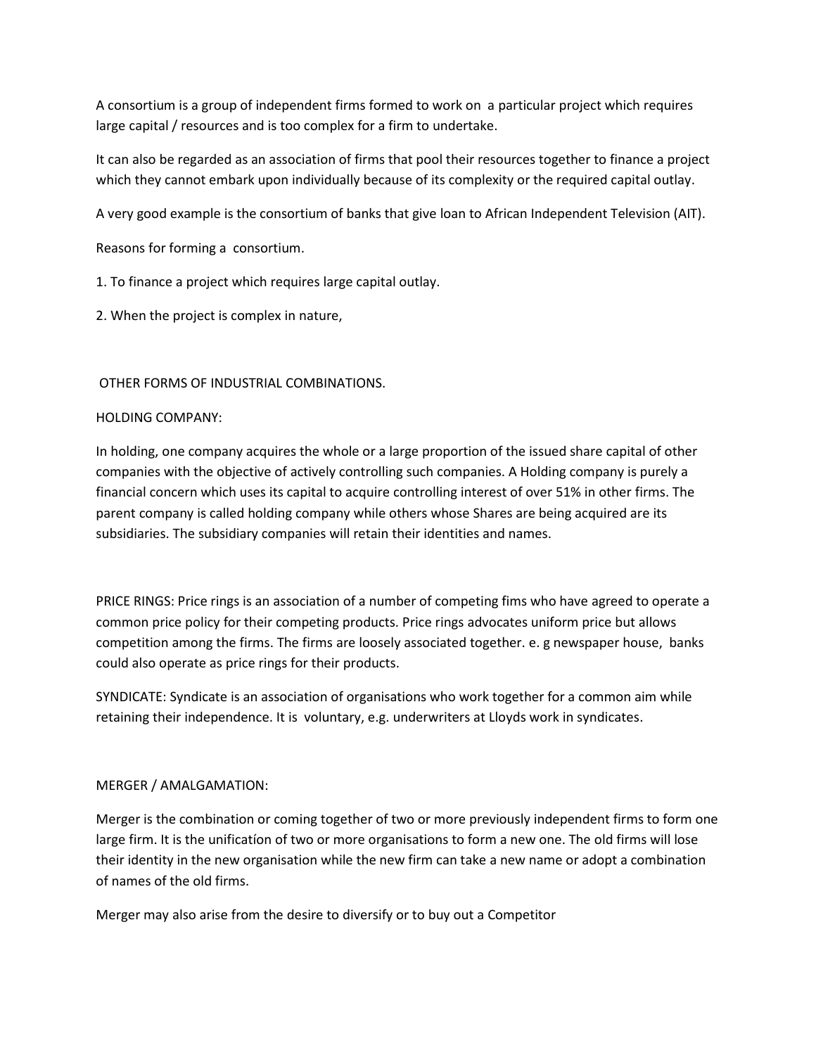A consortium is a group of independent firms formed to work on a particular project which requires large capital / resources and is too complex for a firm to undertake.

It can also be regarded as an association of firms that pool their resources together to finance a project which they cannot embark upon individually because of its complexity or the required capital outlay.

A very good example is the consortium of banks that give loan to African Independent Television (AIT).

Reasons for forming a consortium.

1. To finance a project which requires large capital outlay.

2. When the project is complex in nature,

OTHER FORMS OF INDUSTRIAL COMBINATIONS.

HOLDING COMPANY:

In holding, one company acquires the whole or a large proportion of the issued share capital of other companies with the objective of actively controlling such companies. A Holding company is purely a financial concern which uses its capital to acquire controlling interest of over 51% in other firms. The parent company is called holding company while others whose Shares are being acquired are its subsidiaries. The subsidiary companies will retain their identities and names.

PRICE RINGS: Price rings is an association of a number of competing fims who have agreed to operate a common price policy for their competing products. Price rings advocates uniform price but allows competition among the firms. The firms are loosely associated together. e. g newspaper house, banks could also operate as price rings for their products.

SYNDICATE: Syndicate is an association of organisations who work together for a common aim while retaining their independence. It is voluntary, e.g. underwriters at Lloyds work in syndicates.

MERGER / AMALGAMATION:

Merger is the combination or coming together of two or more previously independent firms to form one large firm. It is the unificatíon of two or more organisations to form a new one. The old firms will lose their identity in the new organisation while the new firm can take a new name or adopt a combination of names of the old firms.

Merger may also arise from the desire to diversify or to buy out a Competitor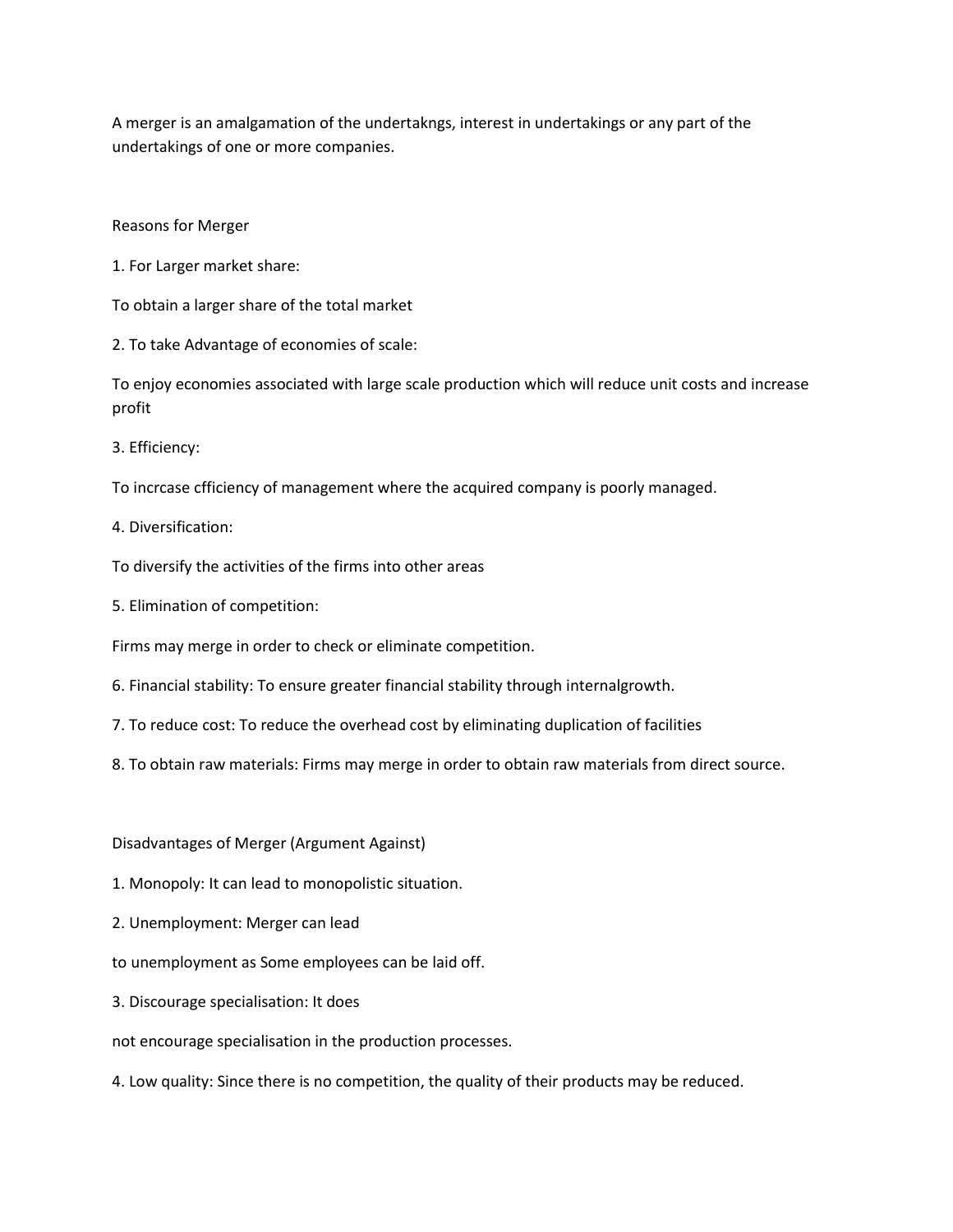A merger is an amalgamation of the undertakngs, interest in undertakings or any part of the undertakings of one or more companies.

Reasons for Merger

1. For Larger market share:

To obtain a larger share of the total market

2. To take Advantage of economies of scale:

To enjoy economies associated with large scale production which will reduce unit costs and increase profit

3. Efficiency:

To incrcase cfficiency of management where the acquired company is poorly managed.

4. Diversification:

To diversify the activities of the firms into other areas

5. Elimination of competition:

Firms may merge in order to check or eliminate competition.

6. Financial stability: To ensure greater financial stability through internalgrowth.

7. To reduce cost: To reduce the overhead cost by eliminating duplication of facilities

8. To obtain raw materials: Firms may merge in order to obtain raw materials from direct source.

Disadvantages of Merger (Argument Against)

1. Monopoly: It can lead to monopolistic situation.

2. Unemployment: Merger can lead

to unemployment as Some employees can be laid off.

3. Discourage specialisation: It does

not encourage specialisation in the production processes.

4. Low quality: Since there is no competition, the quality of their products may be reduced.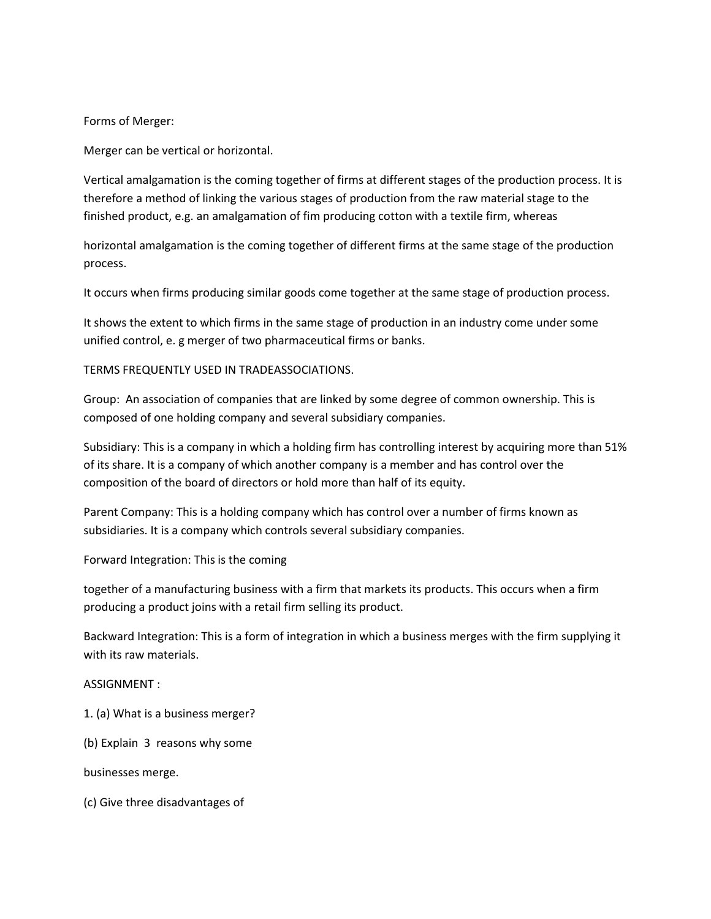Forms of Merger:

Merger can be vertical or horizontal.

Vertical amalgamation is the coming together of firms at different stages of the production process. It is therefore a method of linking the various stages of production from the raw material stage to the finished product, e.g. an amalgamation of fim producing cotton with a textile firm, whereas

horizontal amalgamation is the coming together of different firms at the same stage of the production process.

It occurs when firms producing similar goods come together at the same stage of production process.

It shows the extent to which firms in the same stage of production in an industry come under some unified control, e. g merger of two pharmaceutical firms or banks.

TERMS FREQUENTLY USED IN TRADEASSOCIATIONS.

Group:  An association of companies that are linked by some degree of common ownership. This is composed of one holding company and several subsidiary companies.

Subsidiary: This is a company in which a holding firm has controlling interest by acquiring more than 51% of its share. It is a company of which another company is a member and has control over the composition of the board of directors or hold more than half of its equity.

Parent Company: This is a holding company which has control over a number of firms known as subsidiaries. It is a company which controls several subsidiary companies.

Forward Integration: This is the coming

together of a manufacturing business with a firm that markets its products. This occurs when a firm producing a product joins with a retail firm selling its product.

Backward Integration: This is a form of integration in which a business merges with the firm supplying it with its raw materials.

ASSIGNMENT :

1. (a) What is a business merger?

(b) Explain  3  reasons why some

businesses merge.

(c) Give three disadvantages of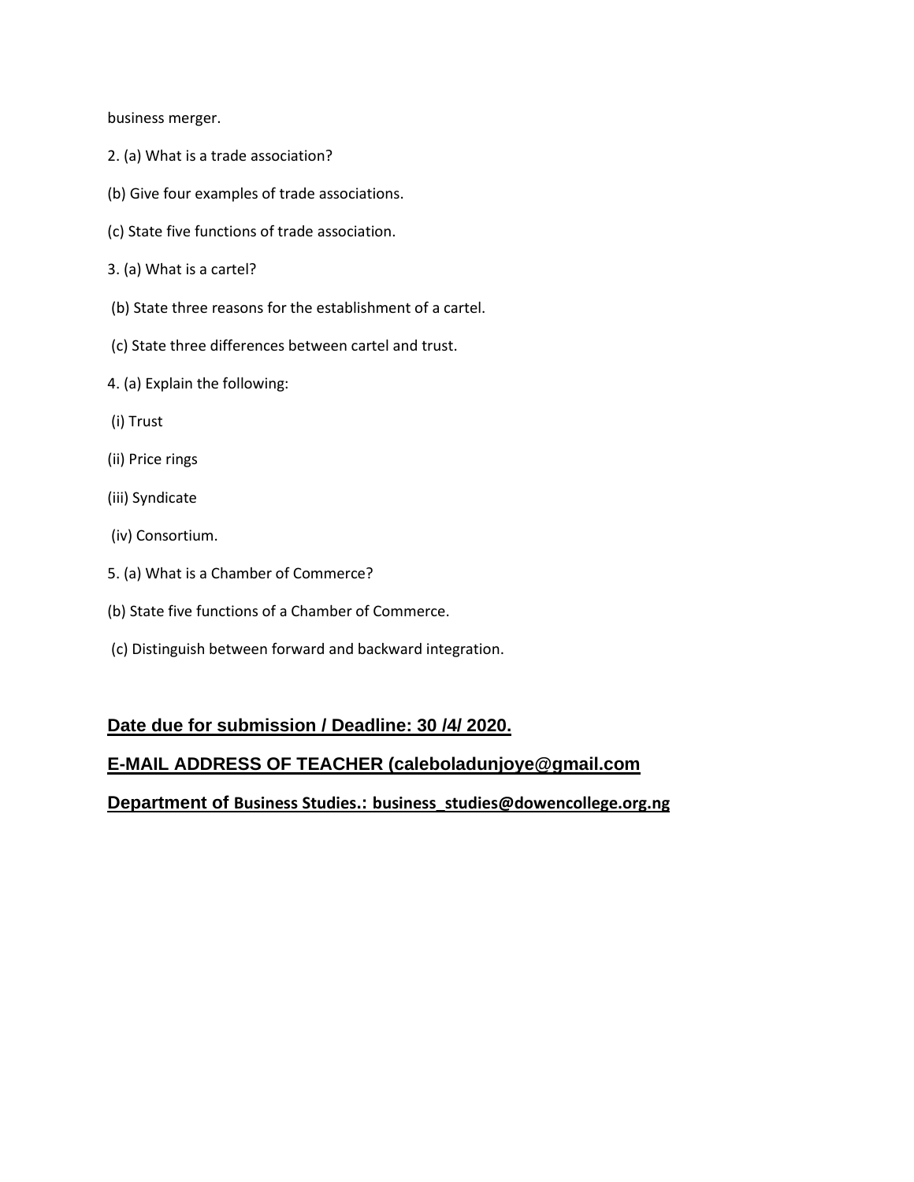business merger.

2. (a) What is a trade association?

(b) Give four examples of trade associations.

(c) State five functions of trade association.

3. (a) What is a cartel?

(b) State three reasons for the establishment of a cartel.

(c) State three differences between cartel and trust.

4. (a) Explain the following:

(i) Trust

(ii) Price rings

(iii) Syndicate

(iv) Consortium.

5. (a) What is a Chamber of Commerce?

(b) State five functions of a Chamber of Commerce.

(c) Distinguish between forward and backward integration.

**Date due for submission / Deadline: 30 /4/ 2020.**

**E-MAIL ADDRESS OF TEACHER (caleboladunjoye@gmail.com**

**Department of Business Studies.: business_studies@dowencollege.org.ng**